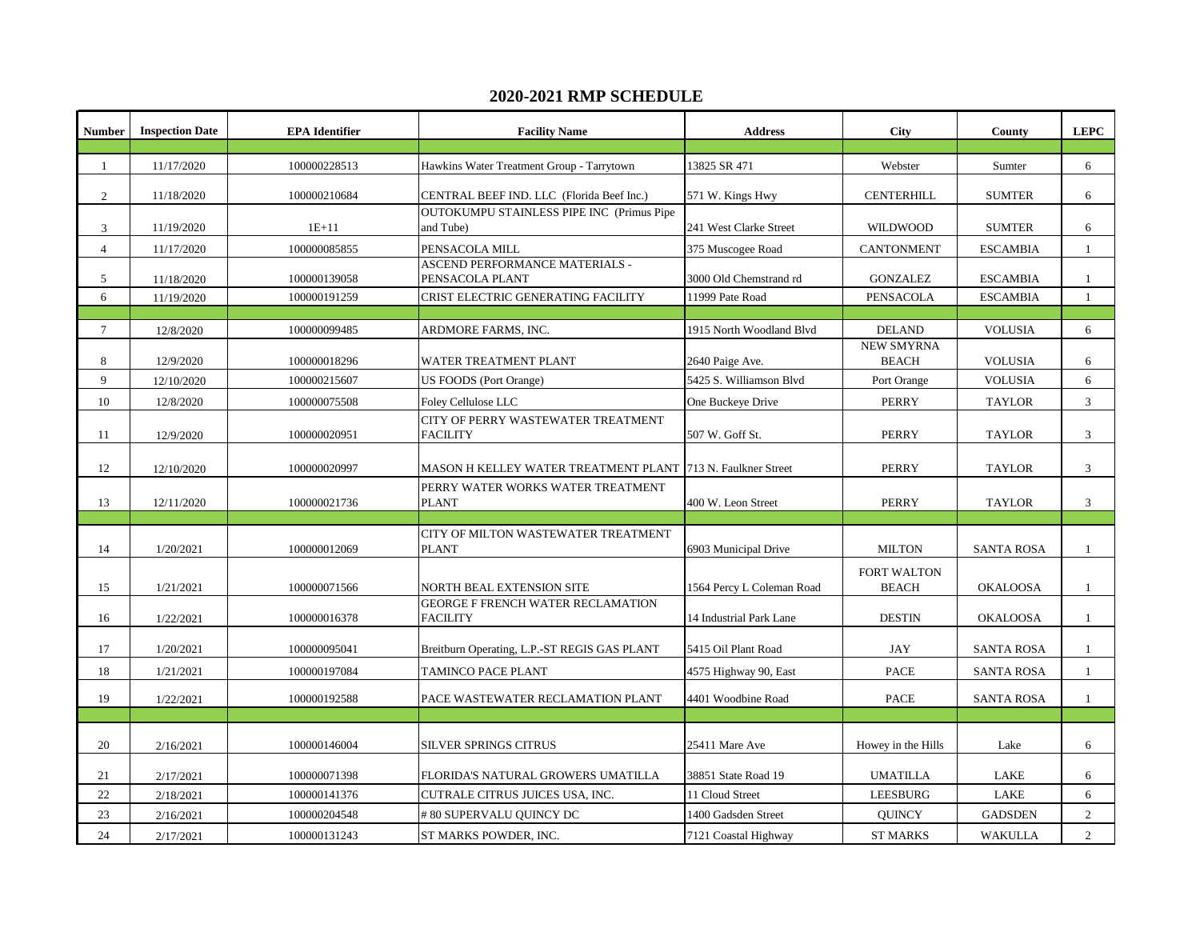# 2020-2021 RMP SCHEDULE

| Number | Inspection Date | EPA Identifier | Facility Name | Address | City | County | LEPC |
|---|---|---|---|---|---|---|---|
| | | | | | | | |
| 1 | 11/17/2020 | 100000228513 | Hawkins Water Treatment Group - Tarrytown | 13825 SR 471 | Webster | Sumter | 6 |
| 2 | 11/18/2020 | 100000210684 | CENTRAL BEEF IND. LLC (Florida Beef Inc.) | 571 W. Kings Hwy | CENTERHILL | SUMTER | 6 |
| 3 | 11/19/2020 | 1E+11 | OUTOKUMPU STAINLESS PIPE INC (Primus Pipe and Tube) | 241 West Clarke Street | WILDWOOD | SUMTER | 6 |
| 4 | 11/17/2020 | 100000085855 | PENSACOLA MILL | 375 Muscogee Road | CANTONMENT | ESCAMBIA | 1 |
| 5 | 11/18/2020 | 100000139058 | ASCEND PERFORMANCE MATERIALS - PENSACOLA PLANT | 3000 Old Chemstrand rd | GONZALEZ | ESCAMBIA | 1 |
| 6 | 11/19/2020 | 100000191259 | CRIST ELECTRIC GENERATING FACILITY | 11999 Pate Road | PENSACOLA | ESCAMBIA | 1 |
| | | | | | | | |
| 7 | 12/8/2020 | 100000099485 | ARDMORE FARMS, INC. | 1915 North Woodland Blvd | DELAND | VOLUSIA | 6 |
| 8 | 12/9/2020 | 100000018296 | WATER TREATMENT PLANT | 2640 Paige Ave. | NEW SMYRNA BEACH | VOLUSIA | 6 |
| 9 | 12/10/2020 | 100000215607 | US FOODS (Port Orange) | 5425 S. Williamson Blvd | Port Orange | VOLUSIA | 6 |
| 10 | 12/8/2020 | 100000075508 | Foley Cellulose LLC | One Buckeye Drive | PERRY | TAYLOR | 3 |
| 11 | 12/9/2020 | 100000020951 | CITY OF PERRY WASTEWATER TREATMENT FACILITY | 507 W. Goff St. | PERRY | TAYLOR | 3 |
| 12 | 12/10/2020 | 100000020997 | MASON H KELLEY WATER TREATMENT PLANT | 713 N. Faulkner Street | PERRY | TAYLOR | 3 |
| 13 | 12/11/2020 | 100000021736 | PERRY WATER WORKS WATER TREATMENT PLANT | 400 W. Leon Street | PERRY | TAYLOR | 3 |
| | | | | | | | |
| 14 | 1/20/2021 | 100000012069 | CITY OF MILTON WASTEWATER TREATMENT PLANT | 6903 Municipal Drive | MILTON | SANTA ROSA | 1 |
| 15 | 1/21/2021 | 100000071566 | NORTH BEAL EXTENSION SITE | 1564 Percy L Coleman Road | FORT WALTON BEACH | OKALOOSA | 1 |
| 16 | 1/22/2021 | 100000016378 | GEORGE F FRENCH WATER RECLAMATION FACILITY | 14 Industrial Park Lane | DESTIN | OKALOOSA | 1 |
| 17 | 1/20/2021 | 100000095041 | Breitburn Operating, L.P.-ST REGIS GAS PLANT | 5415 Oil Plant Road | JAY | SANTA ROSA | 1 |
| 18 | 1/21/2021 | 100000197084 | TAMINCO PACE PLANT | 4575 Highway 90, East | PACE | SANTA ROSA | 1 |
| 19 | 1/22/2021 | 100000192588 | PACE WASTEWATER RECLAMATION PLANT | 4401 Woodbine Road | PACE | SANTA ROSA | 1 |
| | | | | | | | |
| 20 | 2/16/2021 | 100000146004 | SILVER SPRINGS CITRUS | 25411 Mare Ave | Howey in the Hills | Lake | 6 |
| 21 | 2/17/2021 | 100000071398 | FLORIDA'S NATURAL GROWERS UMATILLA | 38851 State Road 19 | UMATILLA | LAKE | 6 |
| 22 | 2/18/2021 | 100000141376 | CUTRALE CITRUS JUICES USA, INC. | 11 Cloud Street | LEESBURG | LAKE | 6 |
| 23 | 2/16/2021 | 100000204548 | # 80 SUPERVALU QUINCY DC | 1400 Gadsden Street | QUINCY | GADSDEN | 2 |
| 24 | 2/17/2021 | 100000131243 | ST MARKS POWDER, INC. | 7121 Coastal Highway | ST MARKS | WAKULLA | 2 |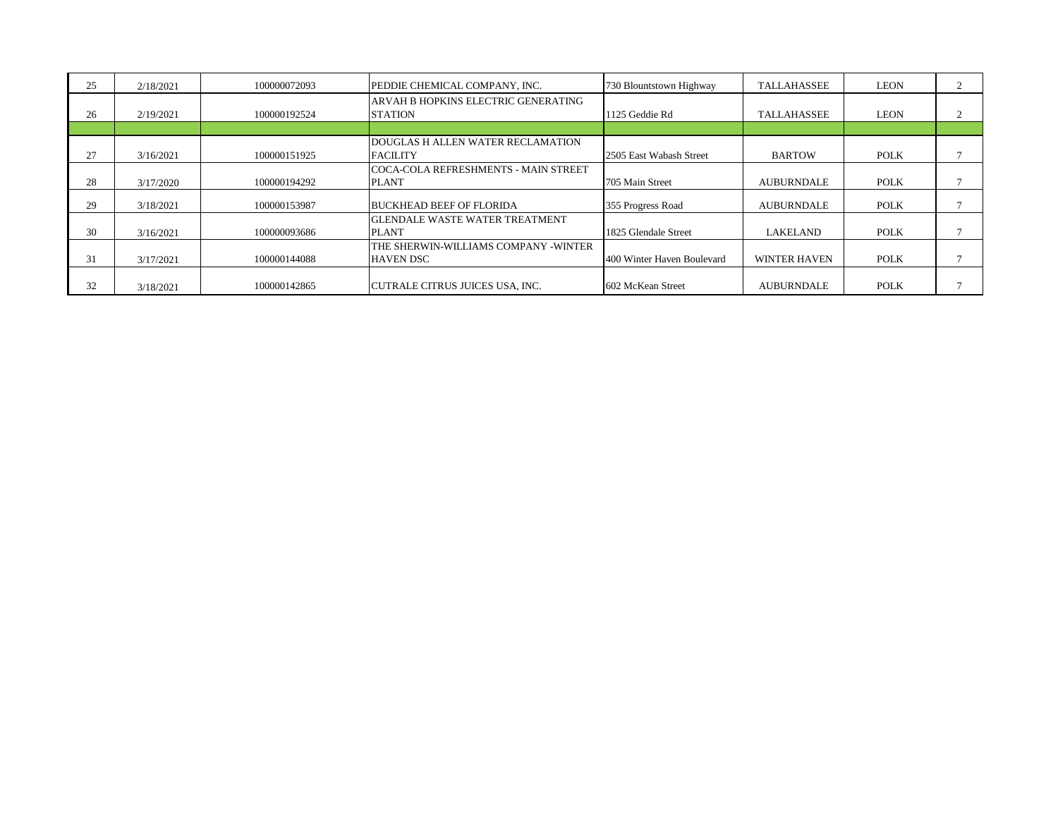| | | | | | | | |
|---|---|---|---|---|---|---|---|
| 25 | 2/18/2021 | 100000072093 | PEDDIE CHEMICAL COMPANY, INC. | 730 Blountstown Highway | TALLAHASSEE | LEON | 2 |
| 26 | 2/19/2021 | 100000192524 | ARVAH B HOPKINS ELECTRIC GENERATING STATION | 1125 Geddie Rd | TALLAHASSEE | LEON | 2 |
| | | | | | | | |
| 27 | 3/16/2021 | 100000151925 | DOUGLAS H ALLEN WATER RECLAMATION FACILITY | 2505 East Wabash Street | BARTOW | POLK | 7 |
| 28 | 3/17/2020 | 100000194292 | COCA-COLA REFRESHMENTS - MAIN STREET PLANT | 705 Main Street | AUBURNDALE | POLK | 7 |
| 29 | 3/18/2021 | 100000153987 | BUCKHEAD BEEF OF FLORIDA | 355 Progress Road | AUBURNDALE | POLK | 7 |
| 30 | 3/16/2021 | 100000093686 | GLENDALE WASTE WATER TREATMENT PLANT | 1825 Glendale Street | LAKELAND | POLK | 7 |
| 31 | 3/17/2021 | 100000144088 | THE SHERWIN-WILLIAMS COMPANY -WINTER HAVEN DSC | 400 Winter Haven Boulevard | WINTER HAVEN | POLK | 7 |
| 32 | 3/18/2021 | 100000142865 | CUTRALE CITRUS JUICES USA, INC. | 602 McKean Street | AUBURNDALE | POLK | 7 |